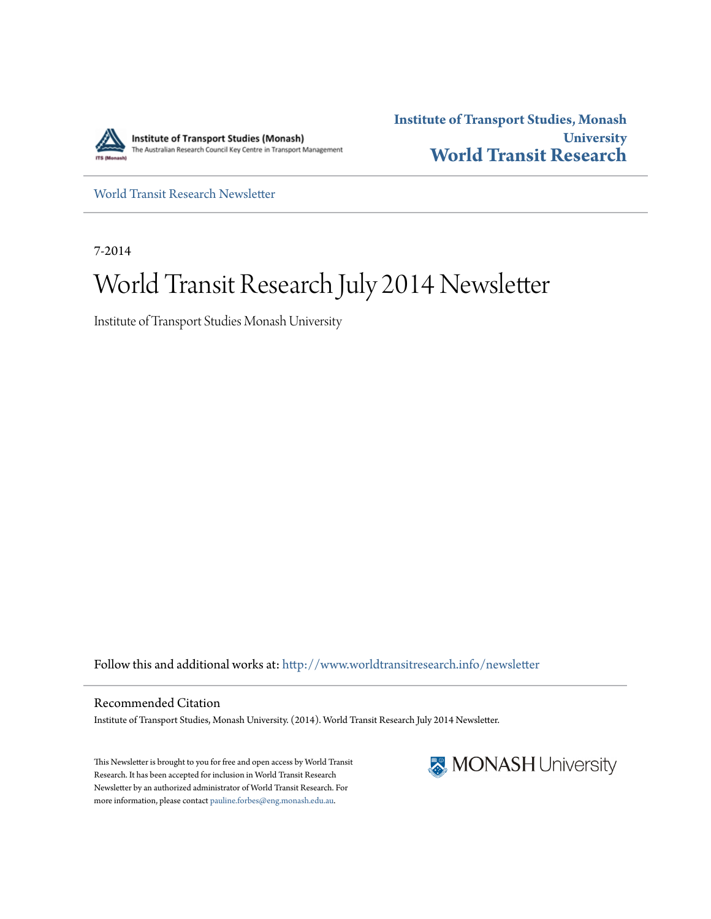Institute of Transport Studies (Monash)
The Australian Research Council Key Centre in Transport Management

**Institute of Transport Studies, Monash University**
**World Transit Research**

World Transit Research Newsletter

7-2014

# World Transit Research July 2014 Newsletter

Institute of Transport Studies Monash University

Follow this and additional works at: http://www.worldtransitresearch.info/newsletter

## Recommended Citation

Institute of Transport Studies, Monash University. (2014). World Transit Research July 2014 Newsletter.

This Newsletter is brought to you for free and open access by World Transit Research. It has been accepted for inclusion in World Transit Research Newsletter by an authorized administrator of World Transit Research. For more information, please contact pauline.forbes@eng.monash.edu.au.

MONASH University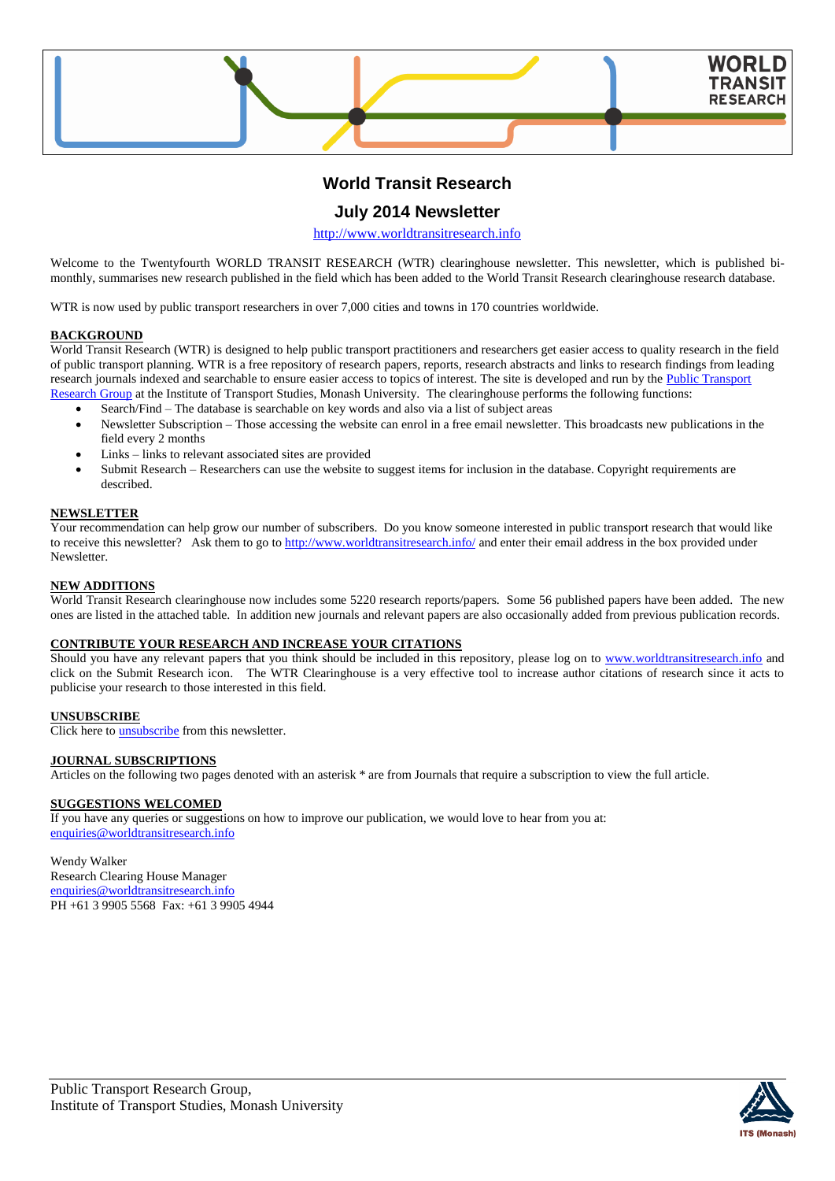# World Transit Research

## July 2014 Newsletter

http://www.worldtransitresearch.info

Welcome to the Twentyfourth WORLD TRANSIT RESEARCH (WTR) clearinghouse newsletter. This newsletter, which is published bi-monthly, summarises new research published in the field which has been added to the World Transit Research clearinghouse research database.

WTR is now used by public transport researchers in over 7,000 cities and towns in 170 countries worldwide.

**BACKGROUND**

World Transit Research (WTR) is designed to help public transport practitioners and researchers get easier access to quality research in the field of public transport planning. WTR is a free repository of research papers, reports, research abstracts and links to research findings from leading research journals indexed and searchable to ensure easier access to topics of interest. The site is developed and run by the Public Transport Research Group at the Institute of Transport Studies, Monash University. The clearinghouse performs the following functions:

- Search/Find – The database is searchable on key words and also via a list of subject areas
- Newsletter Subscription – Those accessing the website can enrol in a free email newsletter. This broadcasts new publications in the field every 2 months
- Links – links to relevant associated sites are provided
- Submit Research – Researchers can use the website to suggest items for inclusion in the database. Copyright requirements are described.

**NEWSLETTER**

Your recommendation can help grow our number of subscribers. Do you know someone interested in public transport research that would like to receive this newsletter? Ask them to go to http://www.worldtransitresearch.info/ and enter their email address in the box provided under Newsletter.

**NEW ADDITIONS**

World Transit Research clearinghouse now includes some 5220 research reports/papers. Some 56 published papers have been added. The new ones are listed in the attached table. In addition new journals and relevant papers are also occasionally added from previous publication records.

**CONTRIBUTE YOUR RESEARCH AND INCREASE YOUR CITATIONS**

Should you have any relevant papers that you think should be included in this repository, please log on to www.worldtransitresearch.info and click on the Submit Research icon. The WTR Clearinghouse is a very effective tool to increase author citations of research since it acts to publicise your research to those interested in this field.

**UNSUBSCRIBE**

Click here to unsubscribe from this newsletter.

**JOURNAL SUBSCRIPTIONS**

Articles on the following two pages denoted with an asterisk * are from Journals that require a subscription to view the full article.

**SUGGESTIONS WELCOMED**

If you have any queries or suggestions on how to improve our publication, we would love to hear from you at:
enquiries@worldtransitresearch.info

Wendy Walker
Research Clearing House Manager
enquiries@worldtransitresearch.info
PH +61 3 9905 5568 Fax: +61 3 9905 4944

Public Transport Research Group,
Institute of Transport Studies, Monash University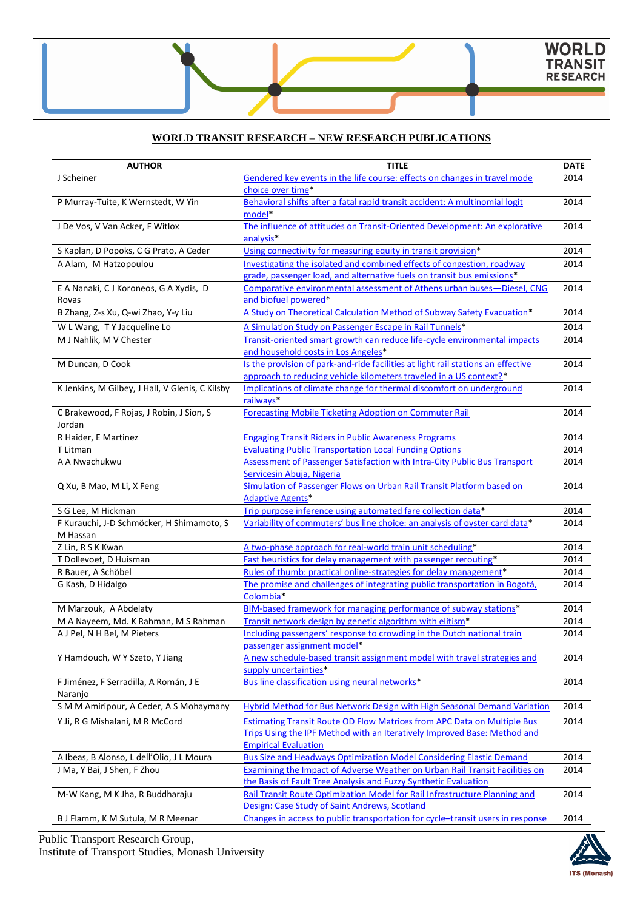## WORLD TRANSIT RESEARCH – NEW RESEARCH PUBLICATIONS

| AUTHOR | TITLE | DATE |
|---|---|---|
| J Scheiner | Gendered key events in the life course: effects on changes in travel mode choice over time* | 2014 |
| P Murray-Tuite, K Wernstedt, W Yin | Behavioral shifts after a fatal rapid transit accident: A multinomial logit model* | 2014 |
| J De Vos, V Van Acker, F Witlox | The influence of attitudes on Transit-Oriented Development: An explorative analysis* | 2014 |
| S Kaplan, D Popoks, C G Prato, A Ceder | Using connectivity for measuring equity in transit provision* | 2014 |
| A Alam, M Hatzopoulou | Investigating the isolated and combined effects of congestion, roadway grade, passenger load, and alternative fuels on transit bus emissions* | 2014 |
| E A Nanaki, C J Koroneos, G A Xydis, D Rovas | Comparative environmental assessment of Athens urban buses—Diesel, CNG and biofuel powered* | 2014 |
| B Zhang, Z-s Xu, Q-wi Zhao, Y-y Liu | A Study on Theoretical Calculation Method of Subway Safety Evacuation* | 2014 |
| W L Wang, T Y Jacqueline Lo | A Simulation Study on Passenger Escape in Rail Tunnels* | 2014 |
| M J Nahlik, M V Chester | Transit-oriented smart growth can reduce life-cycle environmental impacts and household costs in Los Angeles* | 2014 |
| M Duncan, D Cook | Is the provision of park-and-ride facilities at light rail stations an effective approach to reducing vehicle kilometers traveled in a US context?* | 2014 |
| K Jenkins, M Gilbey, J Hall, V Glenis, C Kilsby | Implications of climate change for thermal discomfort on underground railways* | 2014 |
| C Brakewood, F Rojas, J Robin, J Sion, S Jordan | Forecasting Mobile Ticketing Adoption on Commuter Rail | 2014 |
| R Haider, E Martinez | Engaging Transit Riders in Public Awareness Programs | 2014 |
| T Litman | Evaluating Public Transportation Local Funding Options | 2014 |
| A A Nwachukwu | Assessment of Passenger Satisfaction with Intra-City Public Bus Transport Servicesin Abuja, Nigeria | 2014 |
| Q Xu, B Mao, M Li, X Feng | Simulation of Passenger Flows on Urban Rail Transit Platform based on Adaptive Agents* | 2014 |
| S G Lee, M Hickman | Trip purpose inference using automated fare collection data* | 2014 |
| F Kurauchi, J-D Schmöcker, H Shimamoto, S M Hassan | Variability of commuters' bus line choice: an analysis of oyster card data* | 2014 |
| Z Lin, R S K Kwan | A two-phase approach for real-world train unit scheduling* | 2014 |
| T Dollevoet, D Huisman | Fast heuristics for delay management with passenger rerouting* | 2014 |
| R Bauer, A Schöbel | Rules of thumb: practical online-strategies for delay management* | 2014 |
| G Kash, D Hidalgo | The promise and challenges of integrating public transportation in Bogotá, Colombia* | 2014 |
| M Marzouk, A Abdelaty | BIM-based framework for managing performance of subway stations* | 2014 |
| M A Nayeem, Md. K Rahman, M S Rahman | Transit network design by genetic algorithm with elitism* | 2014 |
| A J Pel, N H Bel, M Pieters | Including passengers' response to crowding in the Dutch national train passenger assignment model* | 2014 |
| Y Hamdouch, W Y Szeto, Y Jiang | A new schedule-based transit assignment model with travel strategies and supply uncertainties* | 2014 |
| F Jiménez, F Serradilla, A Román, J E Naranjo | Bus line classification using neural networks* | 2014 |
| S M M Amiripour, A Ceder, A S Mohaymany | Hybrid Method for Bus Network Design with High Seasonal Demand Variation | 2014 |
| Y Ji, R G Mishalani, M R McCord | Estimating Transit Route OD Flow Matrices from APC Data on Multiple Bus Trips Using the IPF Method with an Iteratively Improved Base: Method and Empirical Evaluation | 2014 |
| A Ibeas, B Alonso, L dell'Olio, J L Moura | Bus Size and Headways Optimization Model Considering Elastic Demand | 2014 |
| J Ma, Y Bai, J Shen, F Zhou | Examining the Impact of Adverse Weather on Urban Rail Transit Facilities on the Basis of Fault Tree Analysis and Fuzzy Synthetic Evaluation | 2014 |
| M-W Kang, M K Jha, R Buddharaju | Rail Transit Route Optimization Model for Rail Infrastructure Planning and Design: Case Study of Saint Andrews, Scotland | 2014 |
| B J Flamm, K M Sutula, M R Meenar | Changes in access to public transportation for cycle–transit users in response | 2014 |

Public Transport Research Group,
Institute of Transport Studies, Monash University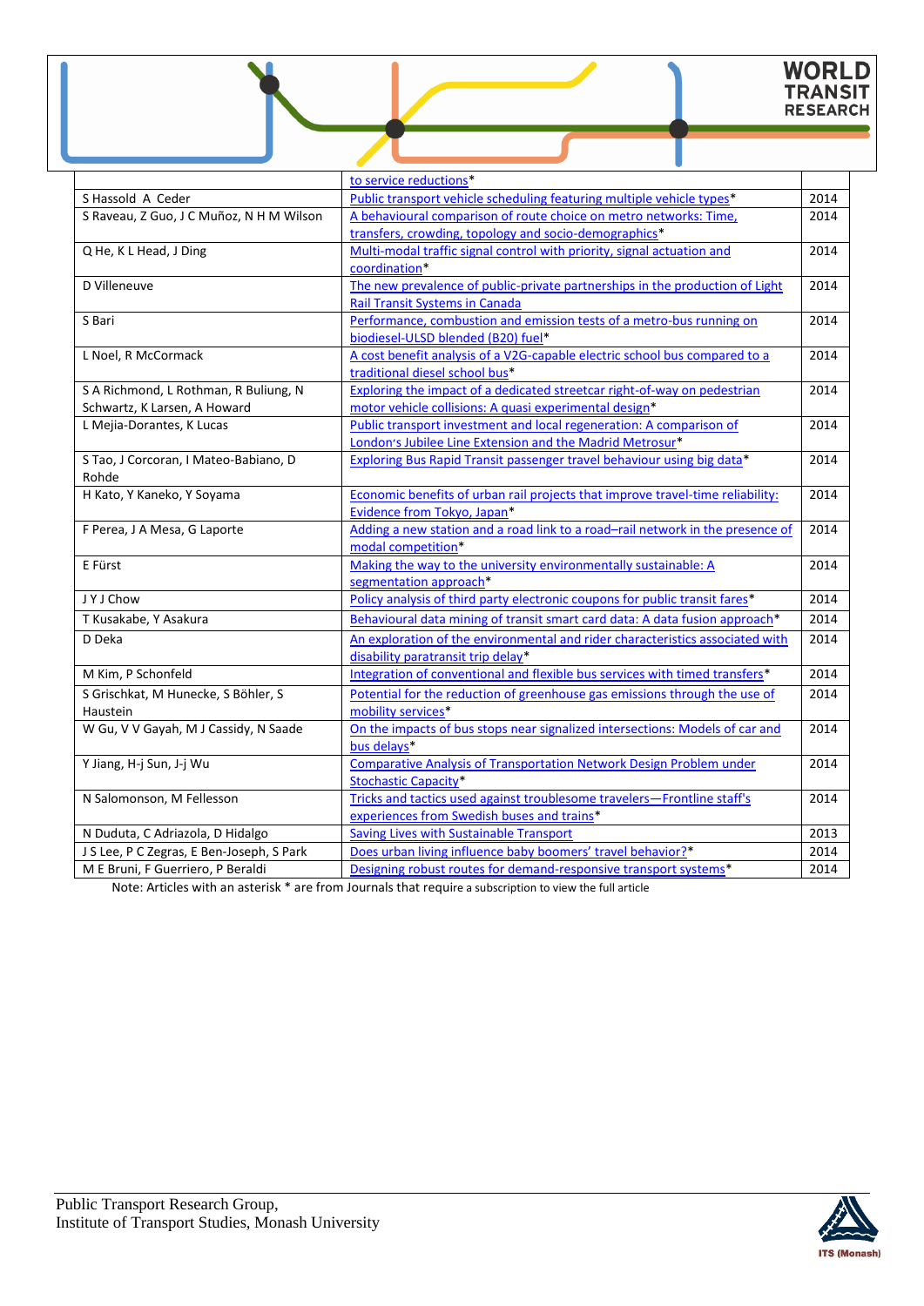| | | |
|---|---|---|
| | to service reductions* | |
| S Hassold A Ceder | Public transport vehicle scheduling featuring multiple vehicle types* | 2014 |
| S Raveau, Z Guo, J C Muñoz, N H M Wilson | A behavioural comparison of route choice on metro networks: Time, transfers, crowding, topology and socio-demographics* | 2014 |
| Q He, K L Head, J Ding | Multi-modal traffic signal control with priority, signal actuation and coordination* | 2014 |
| D Villeneuve | The new prevalence of public-private partnerships in the production of Light Rail Transit Systems in Canada | 2014 |
| S Bari | Performance, combustion and emission tests of a metro-bus running on biodiesel-ULSD blended (B20) fuel* | 2014 |
| L Noel, R McCormack | A cost benefit analysis of a V2G-capable electric school bus compared to a traditional diesel school bus* | 2014 |
| S A Richmond, L Rothman, R Buliung, N Schwartz, K Larsen, A Howard | Exploring the impact of a dedicated streetcar right-of-way on pedestrian motor vehicle collisions: A quasi experimental design* | 2014 |
| L Mejia-Dorantes, K Lucas | Public transport investment and local regeneration: A comparison of London's Jubilee Line Extension and the Madrid Metrosur* | 2014 |
| S Tao, J Corcoran, I Mateo-Babiano, D Rohde | Exploring Bus Rapid Transit passenger travel behaviour using big data* | 2014 |
| H Kato, Y Kaneko, Y Soyama | Economic benefits of urban rail projects that improve travel-time reliability: Evidence from Tokyo, Japan* | 2014 |
| F Perea, J A Mesa, G Laporte | Adding a new station and a road link to a road–rail network in the presence of modal competition* | 2014 |
| E Fürst | Making the way to the university environmentally sustainable: A segmentation approach* | 2014 |
| J Y J Chow | Policy analysis of third party electronic coupons for public transit fares* | 2014 |
| T Kusakabe, Y Asakura | Behavioural data mining of transit smart card data: A data fusion approach* | 2014 |
| D Deka | An exploration of the environmental and rider characteristics associated with disability paratransit trip delay* | 2014 |
| M Kim, P Schonfeld | Integration of conventional and flexible bus services with timed transfers* | 2014 |
| S Grischkat, M Hunecke, S Böhler, S Haustein | Potential for the reduction of greenhouse gas emissions through the use of mobility services* | 2014 |
| W Gu, V V Gayah, M J Cassidy, N Saade | On the impacts of bus stops near signalized intersections: Models of car and bus delays* | 2014 |
| Y Jiang, H-j Sun, J-j Wu | Comparative Analysis of Transportation Network Design Problem under Stochastic Capacity* | 2014 |
| N Salomonson, M Fellesson | Tricks and tactics used against troublesome travelers—Frontline staff's experiences from Swedish buses and trains* | 2014 |
| N Duduta, C Adriazola, D Hidalgo | Saving Lives with Sustainable Transport | 2013 |
| J S Lee, P C Zegras, E Ben-Joseph, S Park | Does urban living influence baby boomers' travel behavior?* | 2014 |
| M E Bruni, F Guerriero, P Beraldi | Designing robust routes for demand-responsive transport systems* | 2014 |

Note: Articles with an asterisk * are from Journals that require a subscription to view the full article